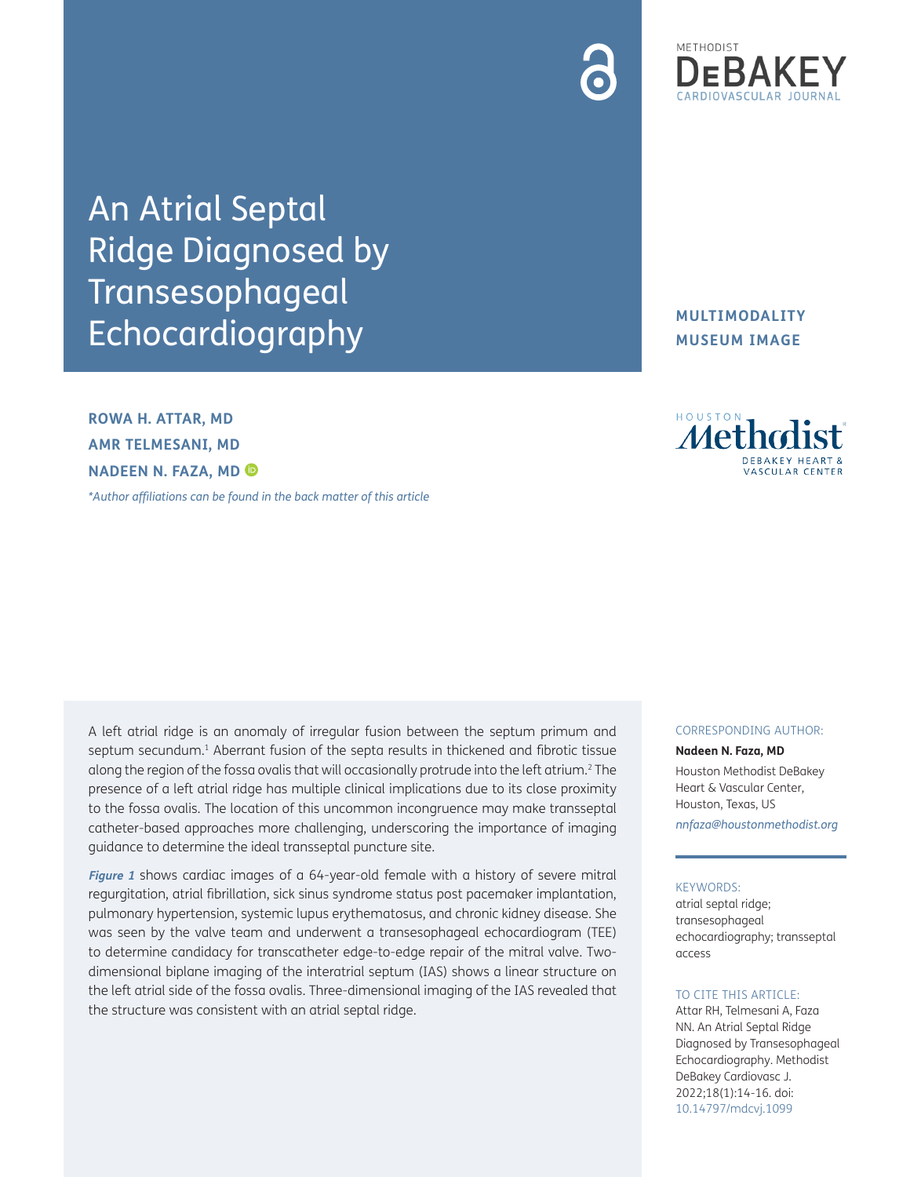# An Atrial Septal Ridge Diagnosed by Transesophageal Echocardiography

**MULTIMODALITY MUSEUM IMAGE**

**ROWA H. ATTAR, MD**
**AMR TELMESANI, MD**
**NADEEN N. FAZA, MD**

*\*Author affiliations can be found in the back matter of this article*

A left atrial ridge is an anomaly of irregular fusion between the septum primum and septum secundum.[1] Aberrant fusion of the septa results in thickened and fibrotic tissue along the region of the fossa ovalis that will occasionally protrude into the left atrium.[2] The presence of a left atrial ridge has multiple clinical implications due to its close proximity to the fossa ovalis. The location of this uncommon incongruence may make transseptal catheter-based approaches more challenging, underscoring the importance of imaging guidance to determine the ideal transseptal puncture site.

***Figure 1*** shows cardiac images of a 64-year-old female with a history of severe mitral regurgitation, atrial fibrillation, sick sinus syndrome status post pacemaker implantation, pulmonary hypertension, systemic lupus erythematosus, and chronic kidney disease. She was seen by the valve team and underwent a transesophageal echocardiogram (TEE) to determine candidacy for transcatheter edge-to-edge repair of the mitral valve. Two-dimensional biplane imaging of the interatrial septum (IAS) shows a linear structure on the left atrial side of the fossa ovalis. Three-dimensional imaging of the IAS revealed that the structure was consistent with an atrial septal ridge.

CORRESPONDING AUTHOR:

**Nadeen N. Faza, MD**

Houston Methodist DeBakey Heart & Vascular Center, Houston, Texas, US

*nnfaza@houstonmethodist.org*

KEYWORDS:

atrial septal ridge; transesophageal echocardiography; transseptal access

TO CITE THIS ARTICLE:

Attar RH, Telmesani A, Faza NN. An Atrial Septal Ridge Diagnosed by Transesophageal Echocardiography. Methodist DeBakey Cardiovasc J. 2022;18(1):14-16. doi: 10.14797/mdcvj.1099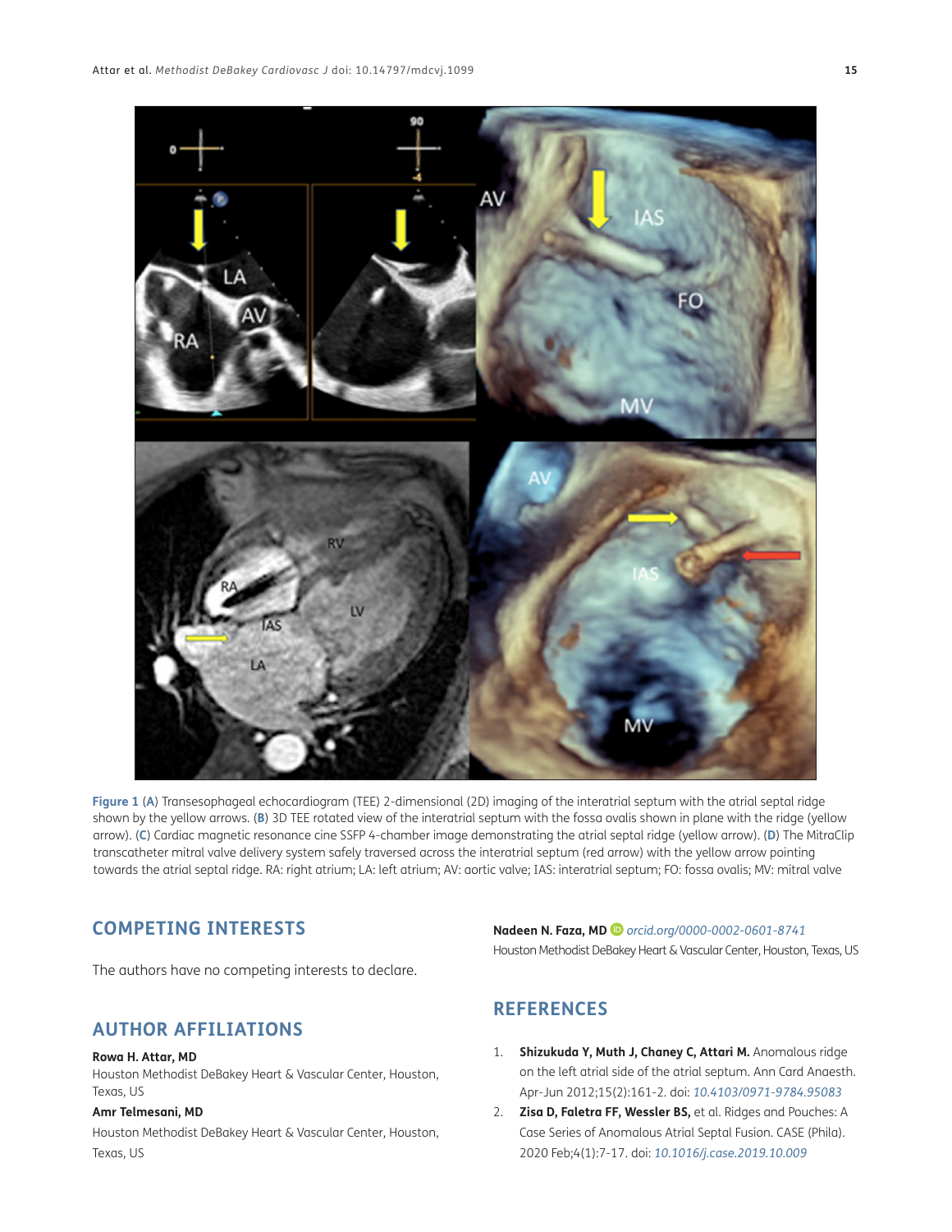**Figure 1** (**A**) Transesophageal echocardiogram (TEE) 2-dimensional (2D) imaging of the interatrial septum with the atrial septal ridge shown by the yellow arrows. (**B**) 3D TEE rotated view of the interatrial septum with the fossa ovalis shown in plane with the ridge (yellow arrow). (**C**) Cardiac magnetic resonance cine SSFP 4-chamber image demonstrating the atrial septal ridge (yellow arrow). (**D**) The MitraClip transcatheter mitral valve delivery system safely traversed across the interatrial septum (red arrow) with the yellow arrow pointing towards the atrial septal ridge. RA: right atrium; LA: left atrium; AV: aortic valve; IAS: interatrial septum; FO: fossa ovalis; MV: mitral valve

## COMPETING INTERESTS

The authors have no competing interests to declare.

## AUTHOR AFFILIATIONS

**Rowa H. Attar, MD**
Houston Methodist DeBakey Heart & Vascular Center, Houston, Texas, US

**Amr Telmesani, MD**
Houston Methodist DeBakey Heart & Vascular Center, Houston, Texas, US

**Nadeen N. Faza, MD** *orcid.org/0000-0002-0601-8741*
Houston Methodist DeBakey Heart & Vascular Center, Houston, Texas, US

## REFERENCES

1. **Shizukuda Y, Muth J, Chaney C, Attari M.** Anomalous ridge on the left atrial side of the atrial septum. Ann Card Anaesth. Apr-Jun 2012;15(2):161-2. doi: *10.4103/0971-9784.95083*
2. **Zisa D, Faletra FF, Wessler BS,** et al. Ridges and Pouches: A Case Series of Anomalous Atrial Septal Fusion. CASE (Phila). 2020 Feb;4(1):7-17. doi: *10.1016/j.case.2019.10.009*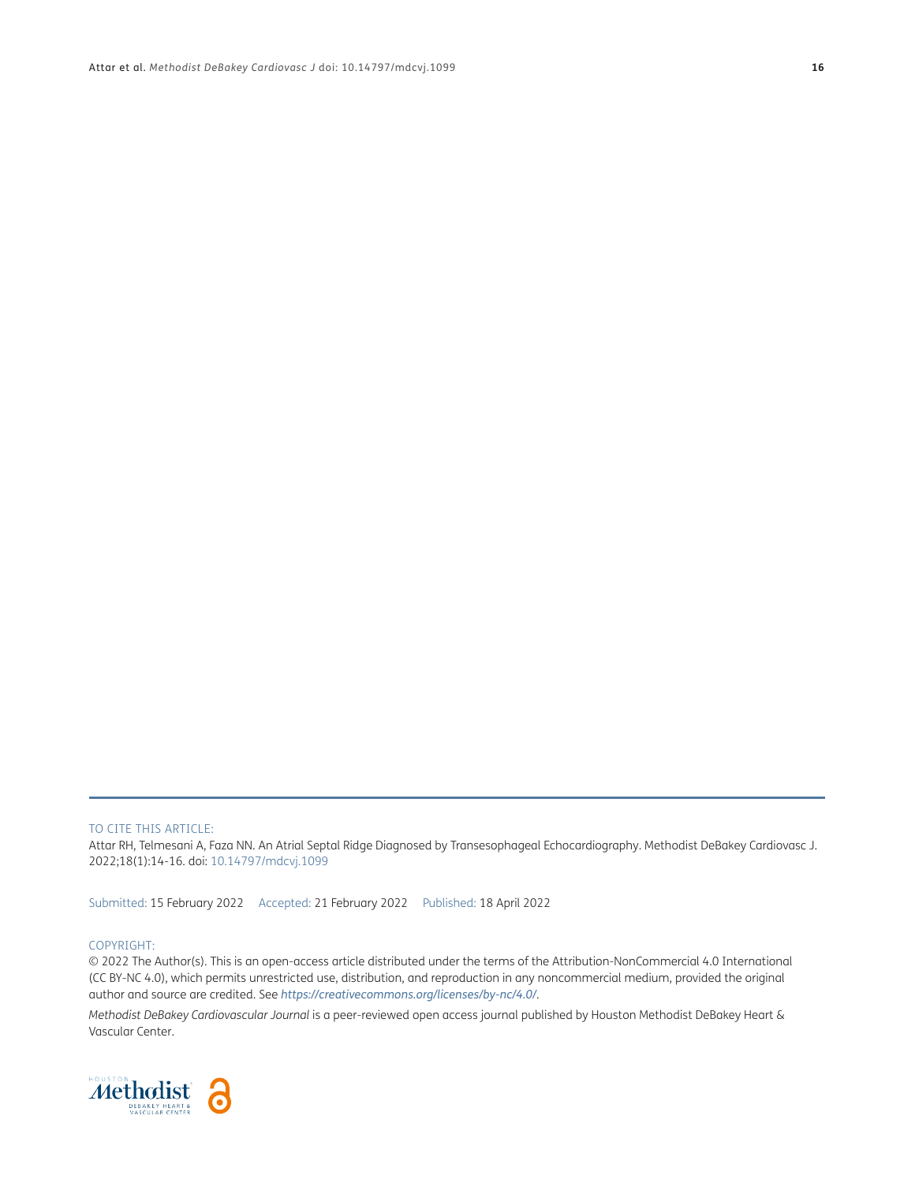TO CITE THIS ARTICLE:

Attar RH, Telmesani A, Faza NN. An Atrial Septal Ridge Diagnosed by Transesophageal Echocardiography. Methodist DeBakey Cardiovasc J. 2022;18(1):14-16. doi: 10.14797/mdcvj.1099

Submitted: 15 February 2022 Accepted: 21 February 2022 Published: 18 April 2022

COPYRIGHT:

© 2022 The Author(s). This is an open-access article distributed under the terms of the Attribution-NonCommercial 4.0 International (CC BY-NC 4.0), which permits unrestricted use, distribution, and reproduction in any noncommercial medium, provided the original author and source are credited. See *https://creativecommons.org/licenses/by-nc/4.0/*.

*Methodist DeBakey Cardiovascular Journal* is a peer-reviewed open access journal published by Houston Methodist DeBakey Heart & Vascular Center.